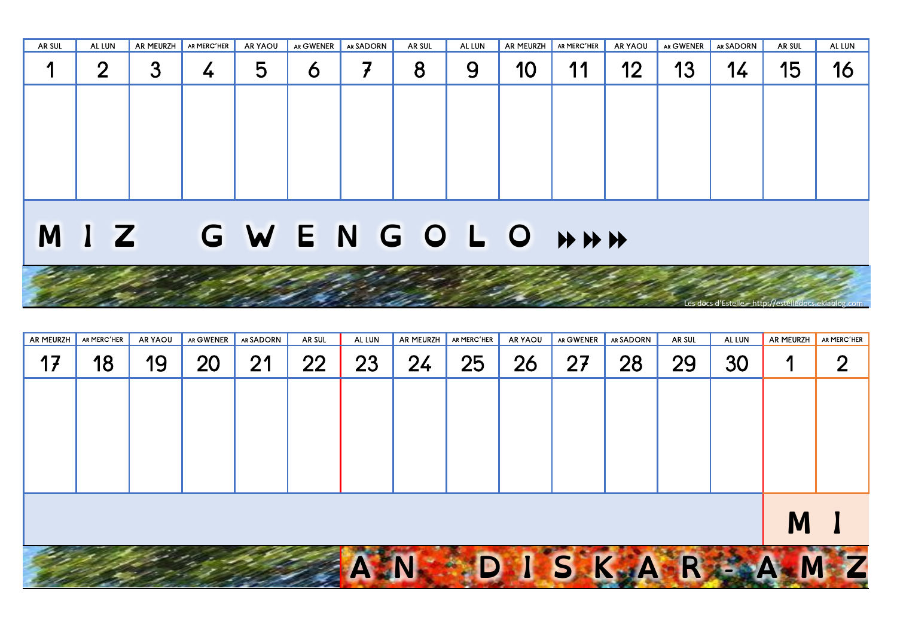| AR SUL | AL LUN | AR MEURZH | AR MERC'HER | AR YAOU | AR GWENER | AR SADORN | AR SUL | AL LUN | AR MEURZH | AR MERC'HER | AR YAOU | AR GWENER | AR SADORN | AR SUL | AL LUN |
|---|---|---|---|---|---|---|---|---|---|---|---|---|---|---|---|
| 1 | 2 | 3 | 4 | 5 | 6 | 7 | 8 | 9 | 10 | 11 | 12 | 13 | 14 | 15 | 16 |
| | | | | | | | | | | | | | | | |

**M I Z G W E N G O L O ⏩⏩⏩**

Les docs d'Estelle – http://estelledocs.eklablog.com

| AR MEURZH | AR MERC'HER | AR YAOU | AR GWENER | AR SADORN | AR SUL | AL LUN | AR MEURZH | AR MERC'HER | AR YAOU | AR GWENER | AR SADORN | AR SUL | AL LUN | AR MEURZH | AR MERC'HER |
|---|---|---|---|---|---|---|---|---|---|---|---|---|---|---|---|
| 17 | 18 | 19 | 20 | 21 | 22 | 23 | 24 | 25 | 26 | 27 | 28 | 29 | 30 | 1 | 2 |
| | | | | | | | | | | | | | | | |

**M I**

**A N D I S K A R - A M Z**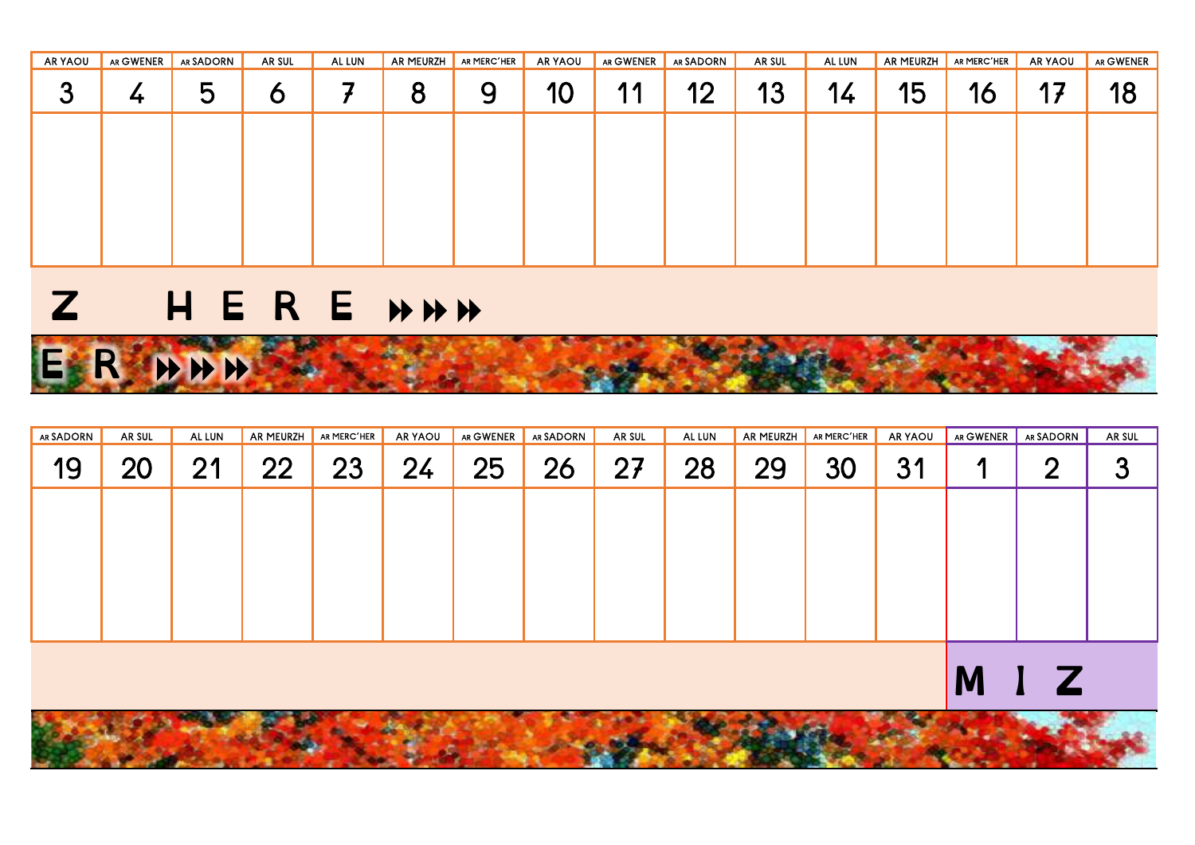| AR YAOU | AR GWENER | AR SADORN | AR SUL | AL LUN | AR MEURZH | AR MERC'HER | AR YAOU | AR GWENER | AR SADORN | AR SUL | AL LUN | AR MEURZH | AR MERC'HER | AR YAOU | AR GWENER |
|---|---|---|---|---|---|---|---|---|---|---|---|---|---|---|---|
| 3 | 4 | 5 | 6 | 7 | 8 | 9 | 10 | 11 | 12 | 13 | 14 | 15 | 16 | 17 | 18 |
| | | | | | | | | | | | | | | | |

Z HERE ⏩⏩⏩

ER ⏩⏩⏩

| AR SADORN | AR SUL | AL LUN | AR MEURZH | AR MERC'HER | AR YAOU | AR GWENER | AR SADORN | AR SUL | AL LUN | AR MEURZH | AR MERC'HER | AR YAOU | AR GWENER | AR SADORN | AR SUL |
|---|---|---|---|---|---|---|---|---|---|---|---|---|---|---|---|
| 19 | 20 | 21 | 22 | 23 | 24 | 25 | 26 | 27 | 28 | 29 | 30 | 31 | 1 | 2 | 3 |
| | | | | | | | | | | | | | | | |

MIZ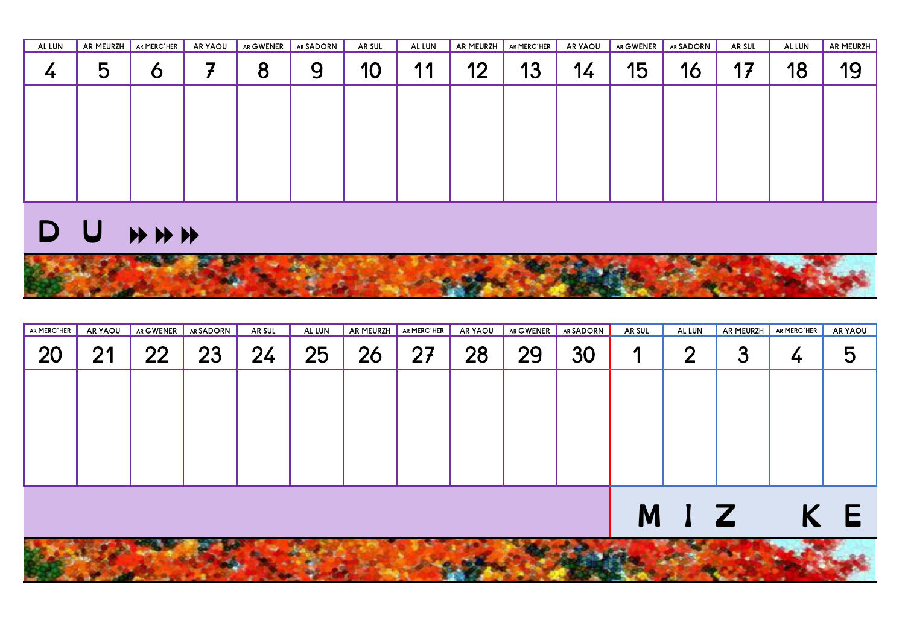| AL LUN | AR MEURZH | AR MERC'HER | AR YAOU | AR GWENER | AR SADORN | AR SUL | AL LUN | AR MEURZH | AR MERC'HER | AR YAOU | AR GWENER | AR SADORN | AR SUL | AL LUN | AR MEURZH |
|---|---|---|---|---|---|---|---|---|---|---|---|---|---|---|---|
| 4 | 5 | 6 | 7 | 8 | 9 | 10 | 11 | 12 | 13 | 14 | 15 | 16 | 17 | 18 | 19 |
| | | | | | | | | | | | | | | | |

**D U ⏩⏩⏩**

| AR MERC'HER | AR YAOU | AR GWENER | AR SADORN | AR SUL | AL LUN | AR MEURZH | AR MERC'HER | AR YAOU | AR GWENER | AR SADORN | AR SUL | AL LUN | AR MEURZH | AR MERC'HER | AR YAOU |
|---|---|---|---|---|---|---|---|---|---|---|---|---|---|---|---|
| 20 | 21 | 22 | 23 | 24 | 25 | 26 | 27 | 28 | 29 | 30 | 1 | 2 | 3 | 4 | 5 |
| | | | | | | | | | | | | | | | |

**M I Z  K E**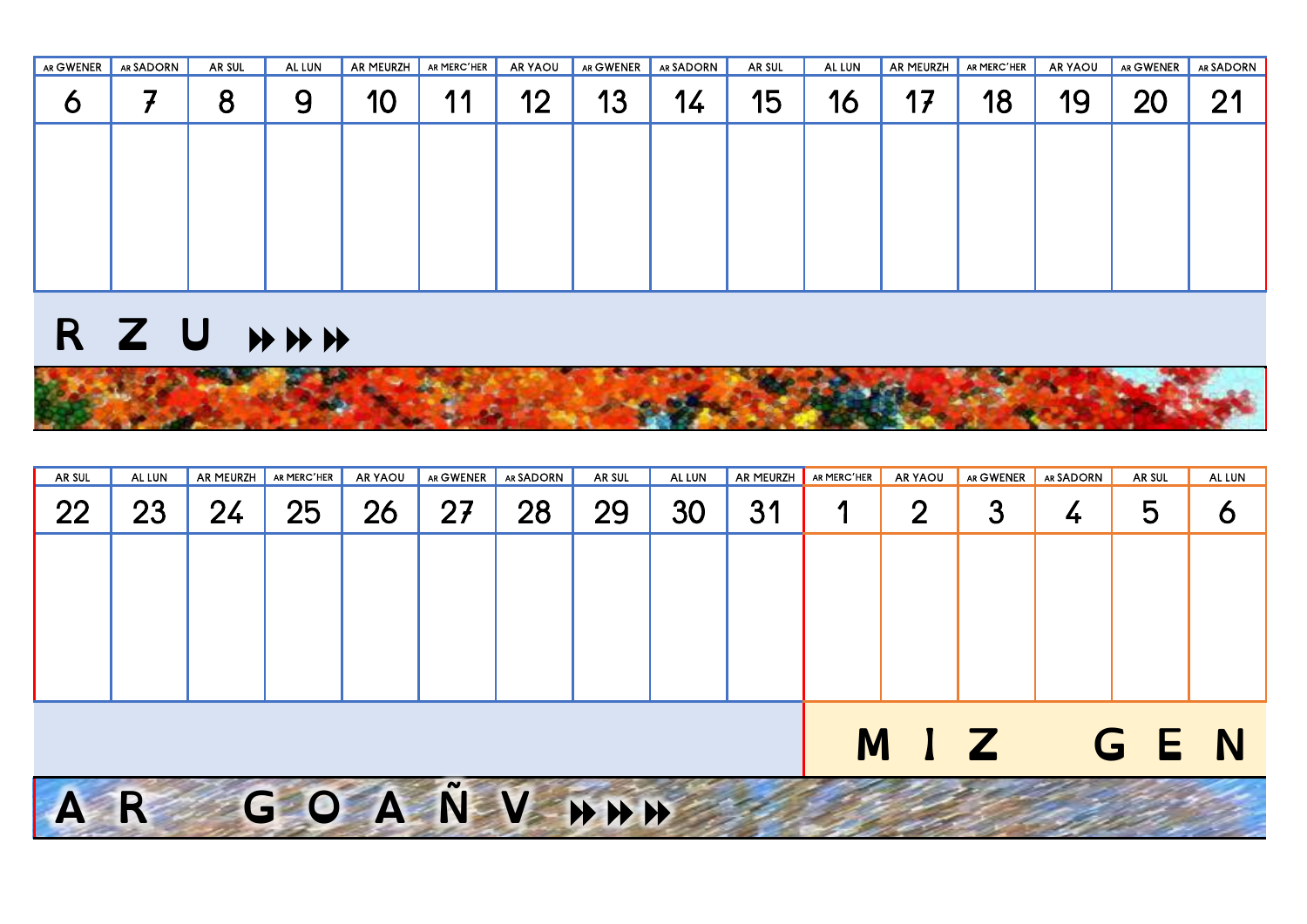| AR GWENER | AR SADORN | AR SUL | AL LUN | AR MEURZH | AR MERC'HER | AR YAOU | AR GWENER | AR SADORN | AR SUL | AL LUN | AR MEURZH | AR MERC'HER | AR YAOU | AR GWENER | AR SADORN |
|---|---|---|---|---|---|---|---|---|---|---|---|---|---|---|---|
| 6 | 7 | 8 | 9 | 10 | 11 | 12 | 13 | 14 | 15 | 16 | 17 | 18 | 19 | 20 | 21 |
| | | | | | | | | | | | | | | | |

R Z U ⏩⏩⏩

| AR SUL | AL LUN | AR MEURZH | AR MERC'HER | AR YAOU | AR GWENER | AR SADORN | AR SUL | AL LUN | AR MEURZH | AR MERC'HER | AR YAOU | AR GWENER | AR SADORN | AR SUL | AL LUN |
|---|---|---|---|---|---|---|---|---|---|---|---|---|---|---|---|
| 22 | 23 | 24 | 25 | 26 | 27 | 28 | 29 | 30 | 31 | 1 | 2 | 3 | 4 | 5 | 6 |
| | | | | | | | | | | | | | | | |

M I Z G E N

A R G O A Ñ V ⏩⏩⏩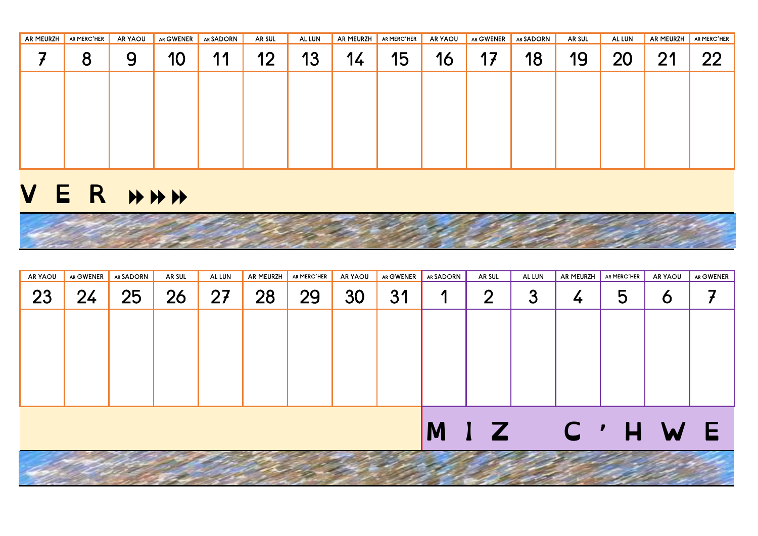| AR MEURZH | AR MERC'HER | AR YAOU | AR GWENER | AR SADORN | AR SUL | AL LUN | AR MEURZH | AR MERC'HER | AR YAOU | AR GWENER | AR SADORN | AR SUL | AL LUN | AR MEURZH | AR MERC'HER |
|---|---|---|---|---|---|---|---|---|---|---|---|---|---|---|---|
| 7 | 8 | 9 | 10 | 11 | 12 | 13 | 14 | 15 | 16 | 17 | 18 | 19 | 20 | 21 | 22 |
| | | | | | | | | | | | | | | | |

**V E R ⏩⏩⏩**

| AR YAOU | AR GWENER | AR SADORN | AR SUL | AL LUN | AR MEURZH | AR MERC'HER | AR YAOU | AR GWENER | AR SADORN | AR SUL | AL LUN | AR MEURZH | AR MERC'HER | AR YAOU | AR GWENER |
|---|---|---|---|---|---|---|---|---|---|---|---|---|---|---|---|
| 23 | 24 | 25 | 26 | 27 | 28 | 29 | 30 | 31 | 1 | 2 | 3 | 4 | 5 | 6 | 7 |
| | | | | | | | | | | | | | | | |

**M I Z C ' H W E**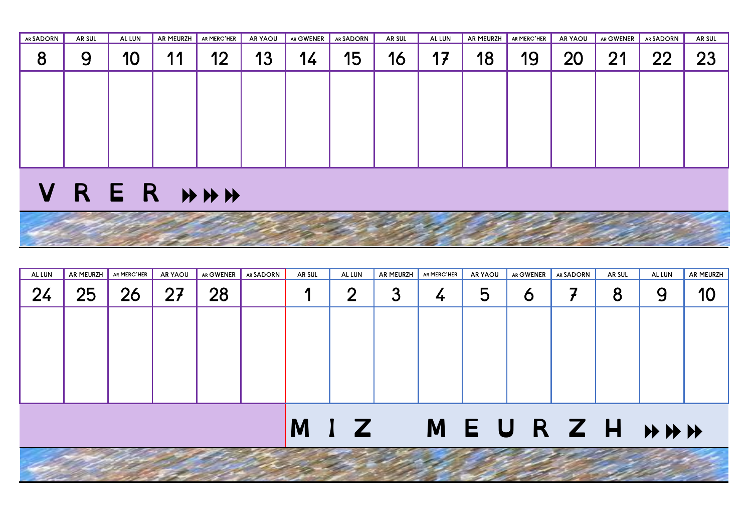| AR SADORN | AR SUL | AL LUN | AR MEURZH | AR MERC'HER | AR YAOU | AR GWENER | AR SADORN | AR SUL | AL LUN | AR MEURZH | AR MERC'HER | AR YAOU | AR GWENER | AR SADORN | AR SUL |
|---|---|---|---|---|---|---|---|---|---|---|---|---|---|---|---|
| 8 | 9 | 10 | 11 | 12 | 13 | 14 | 15 | 16 | 17 | 18 | 19 | 20 | 21 | 22 | 23 |
| | | | | | | | | | | | | | | | |

**V R E R ⏩⏩⏩**

| AL LUN | AR MEURZH | AR MERC'HER | AR YAOU | AR GWENER | AR SADORN | AR SUL | AL LUN | AR MEURZH | AR MERC'HER | AR YAOU | AR GWENER | AR SADORN | AR SUL | AL LUN | AR MEURZH |
|---|---|---|---|---|---|---|---|---|---|---|---|---|---|---|---|
| 24 | 25 | 26 | 27 | 28 | | 1 | 2 | 3 | 4 | 5 | 6 | 7 | 8 | 9 | 10 |
| | | | | | | | | | | | | | | | |

**M I Z M E U R Z H ⏩⏩⏩**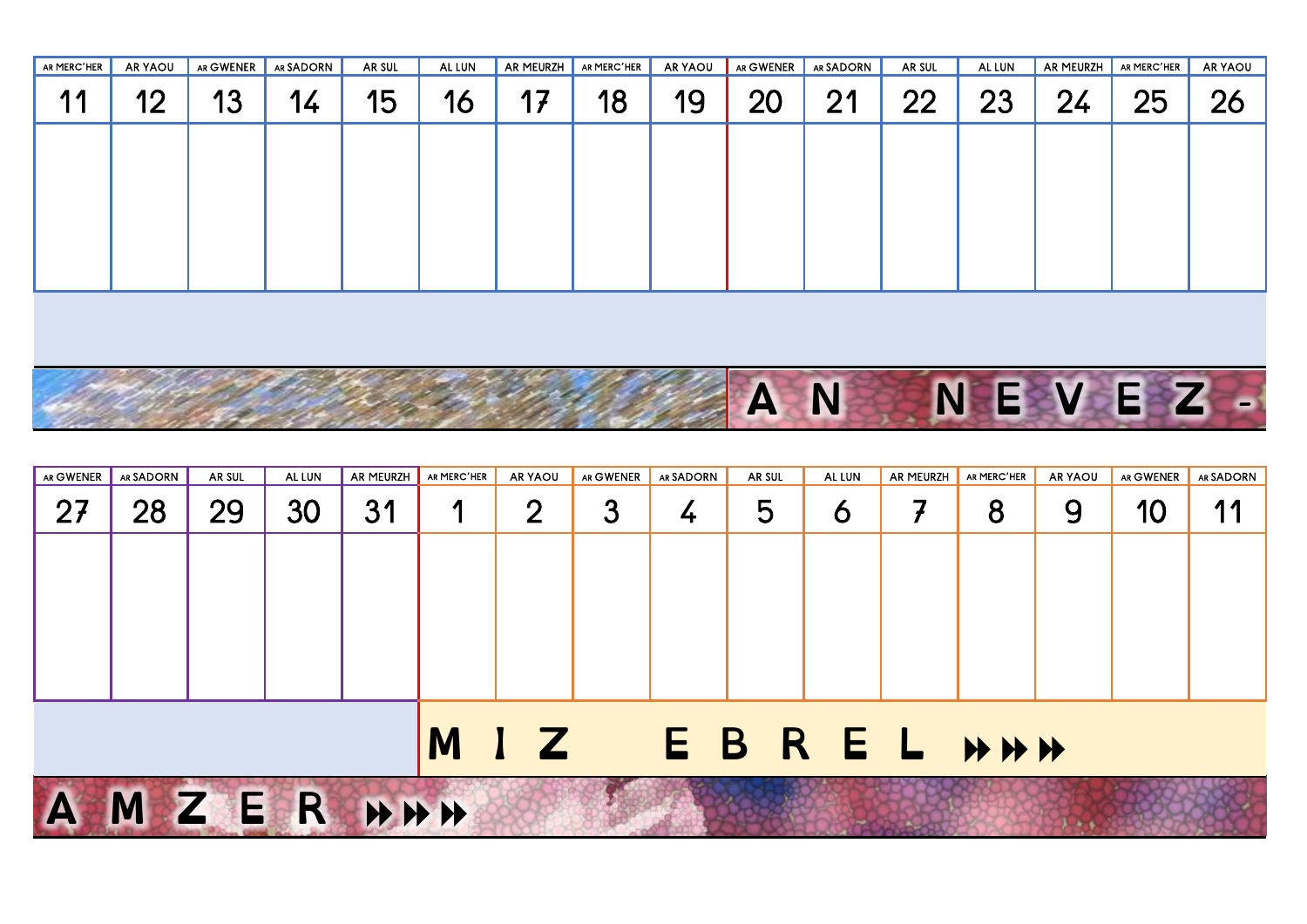| AR MERC'HER | AR YAOU | AR GWENER | AR SADORN | AR SUL | AL LUN | AR MEURZH | AR MERC'HER | AR YAOU | AR GWENER | AR SADORN | AR SUL | AL LUN | AR MEURZH | AR MERC'HER | AR YAOU |
|---|---|---|---|---|---|---|---|---|---|---|---|---|---|---|---|
| 11 | 12 | 13 | 14 | 15 | 16 | 17 | 18 | 19 | 20 | 21 | 22 | 23 | 24 | 25 | 26 |
| | | | | | | | | | | | | | | | |

A N N E V E Z -

| AR GWENER | AR SADORN | AR SUL | AL LUN | AR MEURZH | AR MERC'HER | AR YAOU | AR GWENER | AR SADORN | AR SUL | AL LUN | AR MEURZH | AR MERC'HER | AR YAOU | AR GWENER | AR SADORN |
|---|---|---|---|---|---|---|---|---|---|---|---|---|---|---|---|
| 27 | 28 | 29 | 30 | 31 | 1 | 2 | 3 | 4 | 5 | 6 | 7 | 8 | 9 | 10 | 11 |
| | | | | | | | | | | | | | | | |

M I Z E B R E L ⏩⏩⏩

A M Z E R ⏩⏩⏩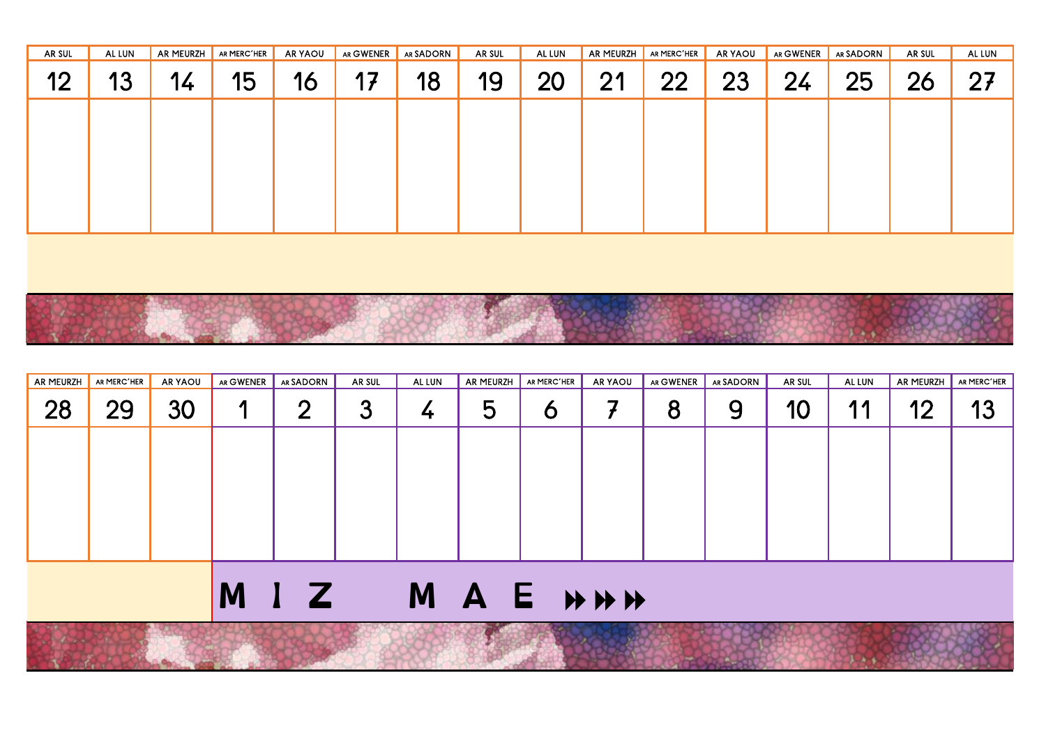| AR SUL | AL LUN | AR MEURZH | AR MERC'HER | AR YAOU | AR GWENER | AR SADORN | AR SUL | AL LUN | AR MEURZH | AR MERC'HER | AR YAOU | AR GWENER | AR SADORN | AR SUL | AL LUN |
|---|---|---|---|---|---|---|---|---|---|---|---|---|---|---|---|
| 12 | 13 | 14 | 15 | 16 | 17 | 18 | 19 | 20 | 21 | 22 | 23 | 24 | 25 | 26 | 27 |
| | | | | | | | | | | | | | | | |

| AR MEURZH | AR MERC'HER | AR YAOU | AR GWENER | AR SADORN | AR SUL | AL LUN | AR MEURZH | AR MERC'HER | AR YAOU | AR GWENER | AR SADORN | AR SUL | AL LUN | AR MEURZH | AR MERC'HER |
|---|---|---|---|---|---|---|---|---|---|---|---|---|---|---|---|
| 28 | 29 | 30 | 1 | 2 | 3 | 4 | 5 | 6 | 7 | 8 | 9 | 10 | 11 | 12 | 13 |
| | | | | | | | | | | | | | | | |

**M I Z M A E ⏩⏩⏩**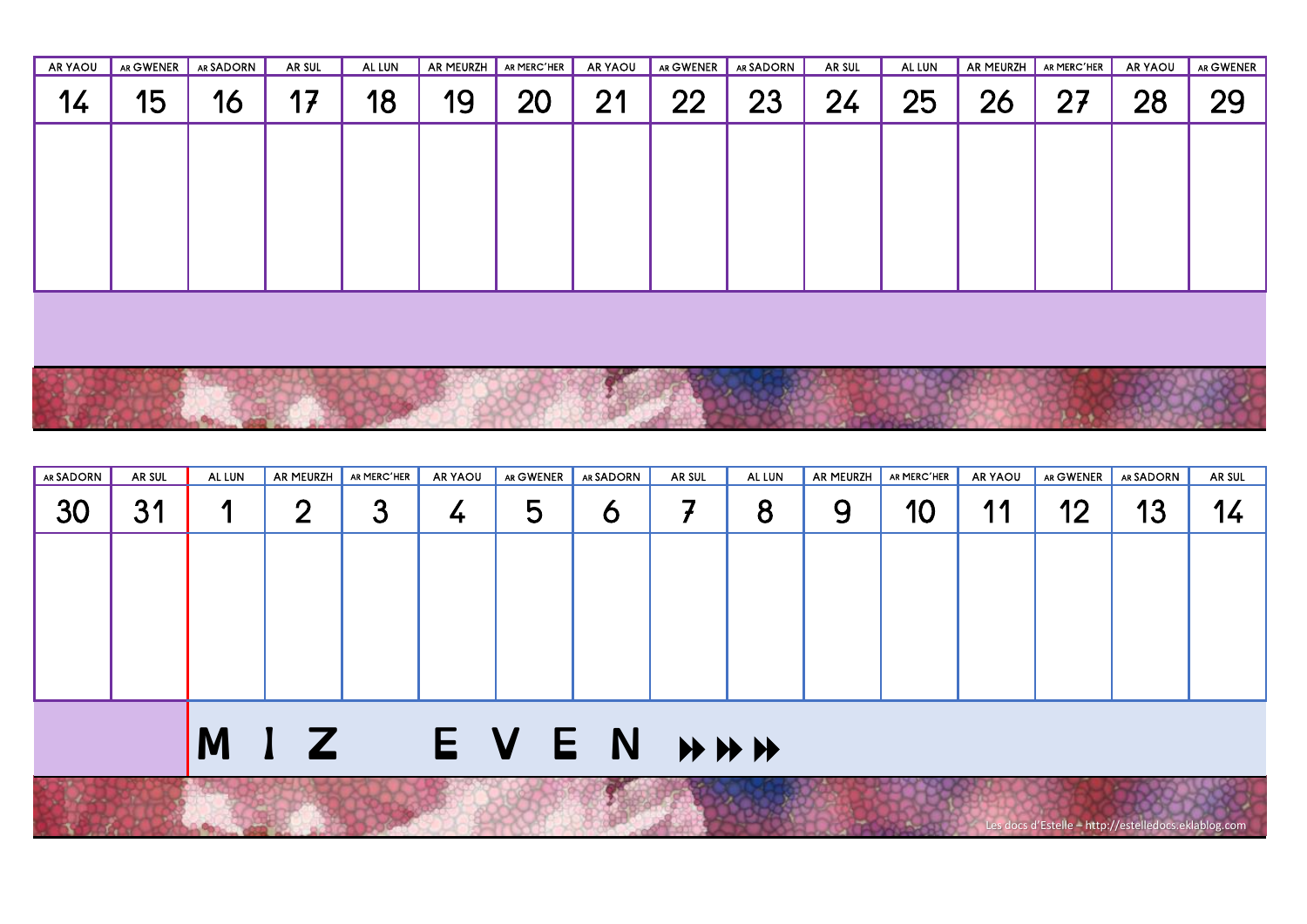| AR YAOU | AR GWENER | AR SADORN | AR SUL | AL LUN | AR MEURZH | AR MERC'HER | AR YAOU | AR GWENER | AR SADORN | AR SUL | AL LUN | AR MEURZH | AR MERC'HER | AR YAOU | AR GWENER |
|---|---|---|---|---|---|---|---|---|---|---|---|---|---|---|---|
| 14 | 15 | 16 | 17 | 18 | 19 | 20 | 21 | 22 | 23 | 24 | 25 | 26 | 27 | 28 | 29 |
| | | | | | | | | | | | | | | | |

| AR SADORN | AR SUL | AL LUN | AR MEURZH | AR MERC'HER | AR YAOU | AR GWENER | AR SADORN | AR SUL | AL LUN | AR MEURZH | AR MERC'HER | AR YAOU | AR GWENER | AR SADORN | AR SUL |
|---|---|---|---|---|---|---|---|---|---|---|---|---|---|---|---|
| 30 | 31 | 1 | 2 | 3 | 4 | 5 | 6 | 7 | 8 | 9 | 10 | 11 | 12 | 13 | 14 |
| | | | | | | | | | | | | | | | |
| | | **M I Z E V E N ⏩⏩⏩** | | | | | | | | | | | | | |

Les docs d'Estelle – http://estelledocs.eklablog.com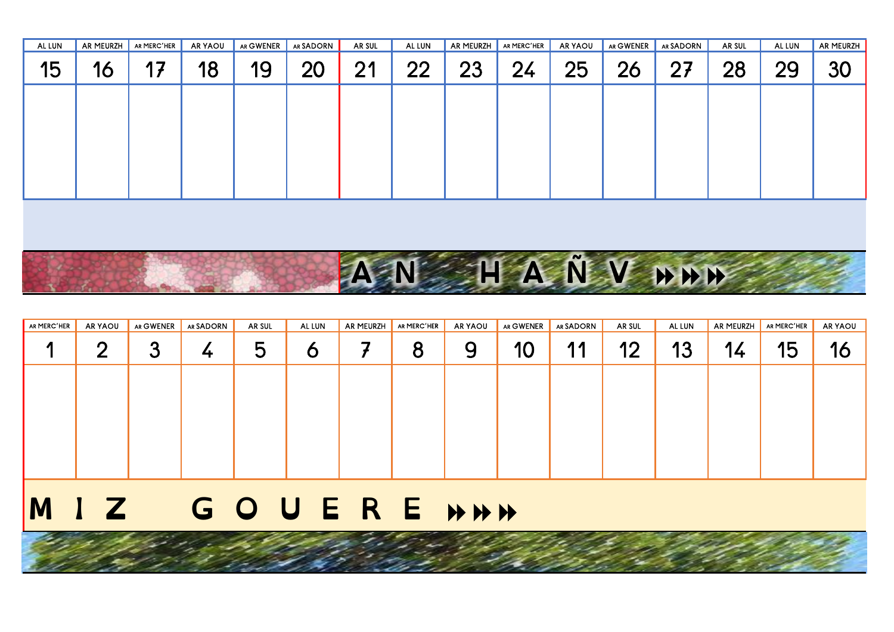| AL LUN | AR MEURZH | AR MERC'HER | AR YAOU | AR GWENER | AR SADORN | AR SUL | AL LUN | AR MEURZH | AR MERC'HER | AR YAOU | AR GWENER | AR SADORN | AR SUL | AL LUN | AR MEURZH |
|---|---|---|---|---|---|---|---|---|---|---|---|---|---|---|---|
| 15 | 16 | 17 | 18 | 19 | 20 | 21 | 22 | 23 | 24 | 25 | 26 | 27 | 28 | 29 | 30 |
| | | | | | | | | | | | | | | | |

A N H A Ñ V ⏩⏩⏩

| AR MERC'HER | AR YAOU | AR GWENER | AR SADORN | AR SUL | AL LUN | AR MEURZH | AR MERC'HER | AR YAOU | AR GWENER | AR SADORN | AR SUL | AL LUN | AR MEURZH | AR MERC'HER | AR YAOU |
|---|---|---|---|---|---|---|---|---|---|---|---|---|---|---|---|
| 1 | 2 | 3 | 4 | 5 | 6 | 7 | 8 | 9 | 10 | 11 | 12 | 13 | 14 | 15 | 16 |
| | | | | | | | | | | | | | | | |

M I Z G O U E R E ⏩⏩⏩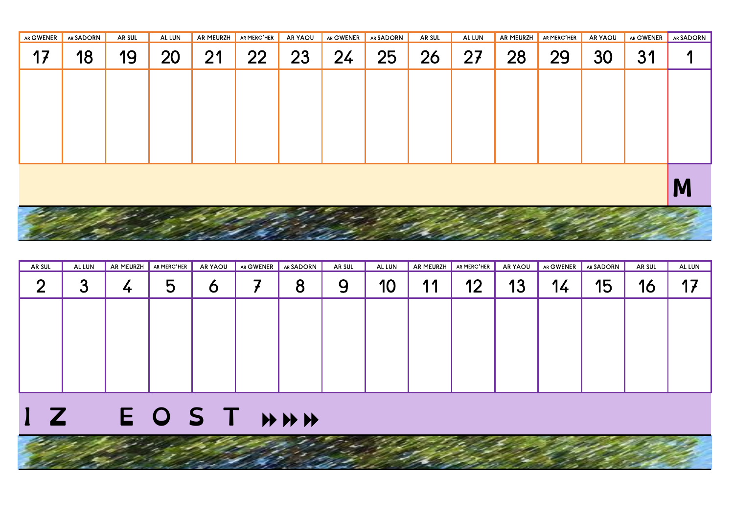| AR GWENER | AR SADORN | AR SUL | AL LUN | AR MEURZH | AR MERC'HER | AR YAOU | AR GWENER | AR SADORN | AR SUL | AL LUN | AR MEURZH | AR MERC'HER | AR YAOU | AR GWENER | AR SADORN |
|---|---|---|---|---|---|---|---|---|---|---|---|---|---|---|---|
| 17 | 18 | 19 | 20 | 21 | 22 | 23 | 24 | 25 | 26 | 27 | 28 | 29 | 30 | 31 | 1 |
| | | | | | | | | | | | | | | | |
| | | | | | | | | | | | | | | | M |

| AR SUL | AL LUN | AR MEURZH | AR MERC'HER | AR YAOU | AR GWENER | AR SADORN | AR SUL | AL LUN | AR MEURZH | AR MERC'HER | AR YAOU | AR GWENER | AR SADORN | AR SUL | AL LUN |
|---|---|---|---|---|---|---|---|---|---|---|---|---|---|---|---|
| 2 | 3 | 4 | 5 | 6 | 7 | 8 | 9 | 10 | 11 | 12 | 13 | 14 | 15 | 16 | 17 |
| | | | | | | | | | | | | | | | |

I Z EOST ⏩⏩⏩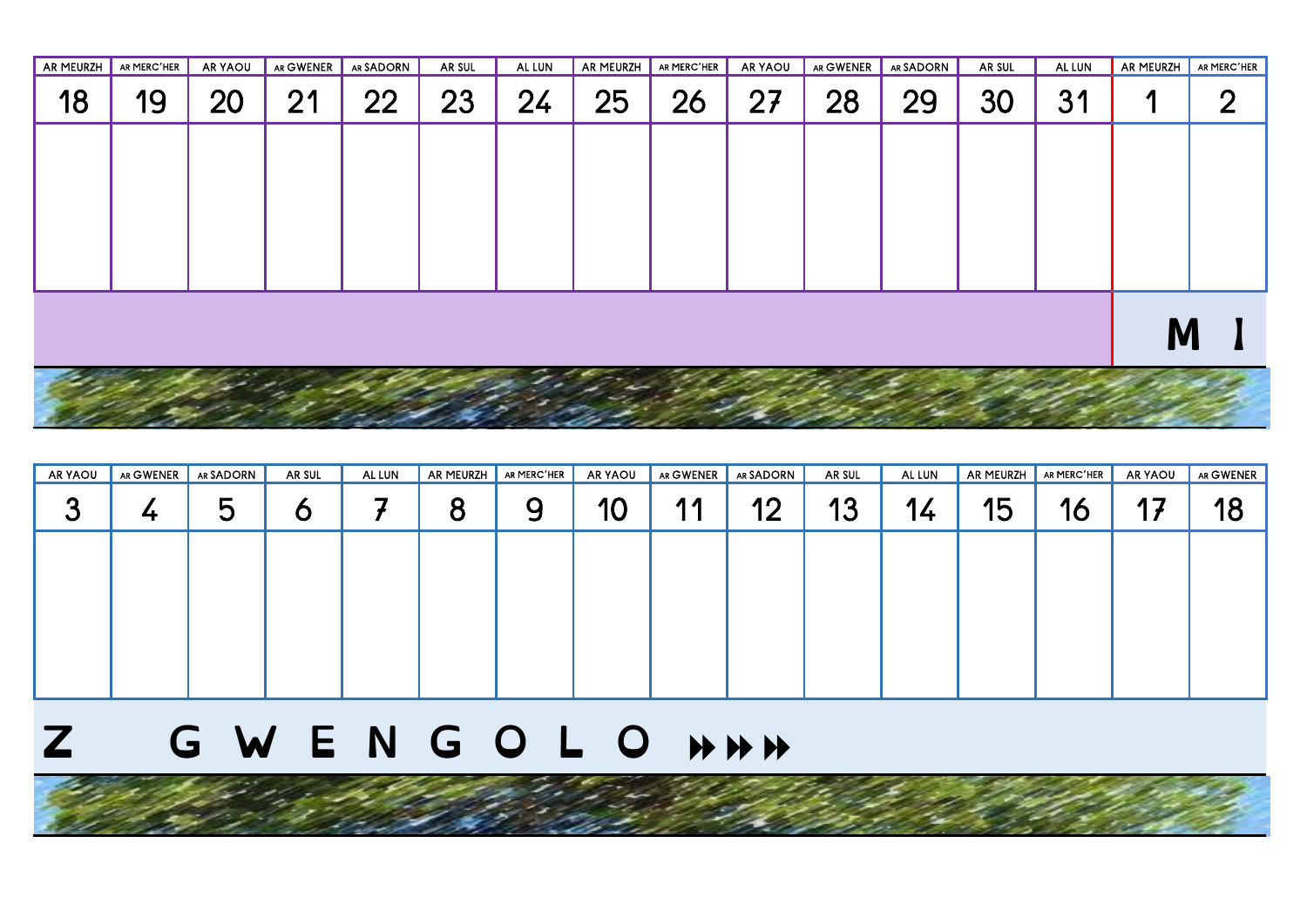| AR MEURZH | AR MERC'HER | AR YAOU | AR GWENER | AR SADORN | AR SUL | AL LUN | AR MEURZH | AR MERC'HER | AR YAOU | AR GWENER | AR SADORN | AR SUL | AL LUN | AR MEURZH | AR MERC'HER |
|---|---|---|---|---|---|---|---|---|---|---|---|---|---|---|---|
| 18 | 19 | 20 | 21 | 22 | 23 | 24 | 25 | 26 | 27 | 28 | 29 | 30 | 31 | 1 | 2 |
| | | | | | | | | | | | | | | | |

M I

| AR YAOU | AR GWENER | AR SADORN | AR SUL | AL LUN | AR MEURZH | AR MERC'HER | AR YAOU | AR GWENER | AR SADORN | AR SUL | AL LUN | AR MEURZH | AR MERC'HER | AR YAOU | AR GWENER |
|---|---|---|---|---|---|---|---|---|---|---|---|---|---|---|---|
| 3 | 4 | 5 | 6 | 7 | 8 | 9 | 10 | 11 | 12 | 13 | 14 | 15 | 16 | 17 | 18 |
| | | | | | | | | | | | | | | | |

Z G W E N G O L O ⏩⏩⏩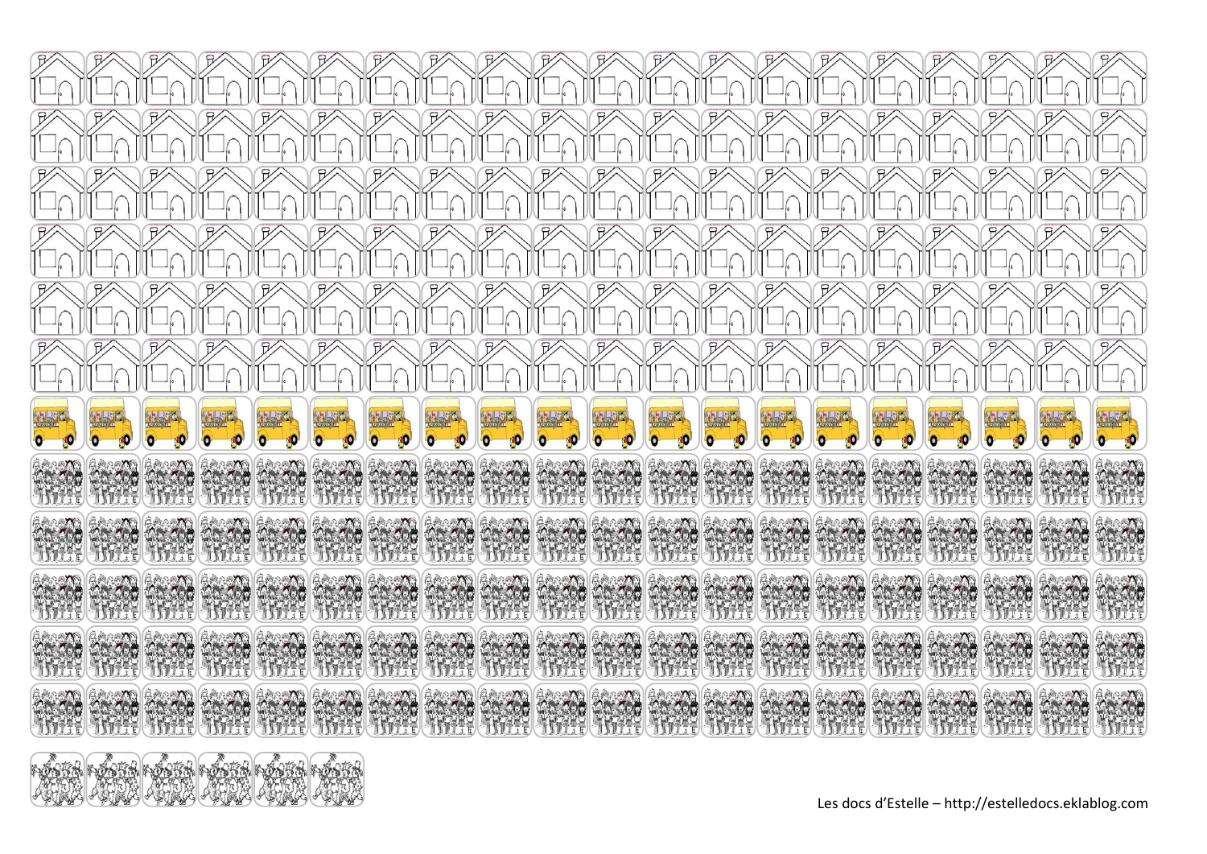Les docs d'Estelle – http://estelledocs.eklablog.com